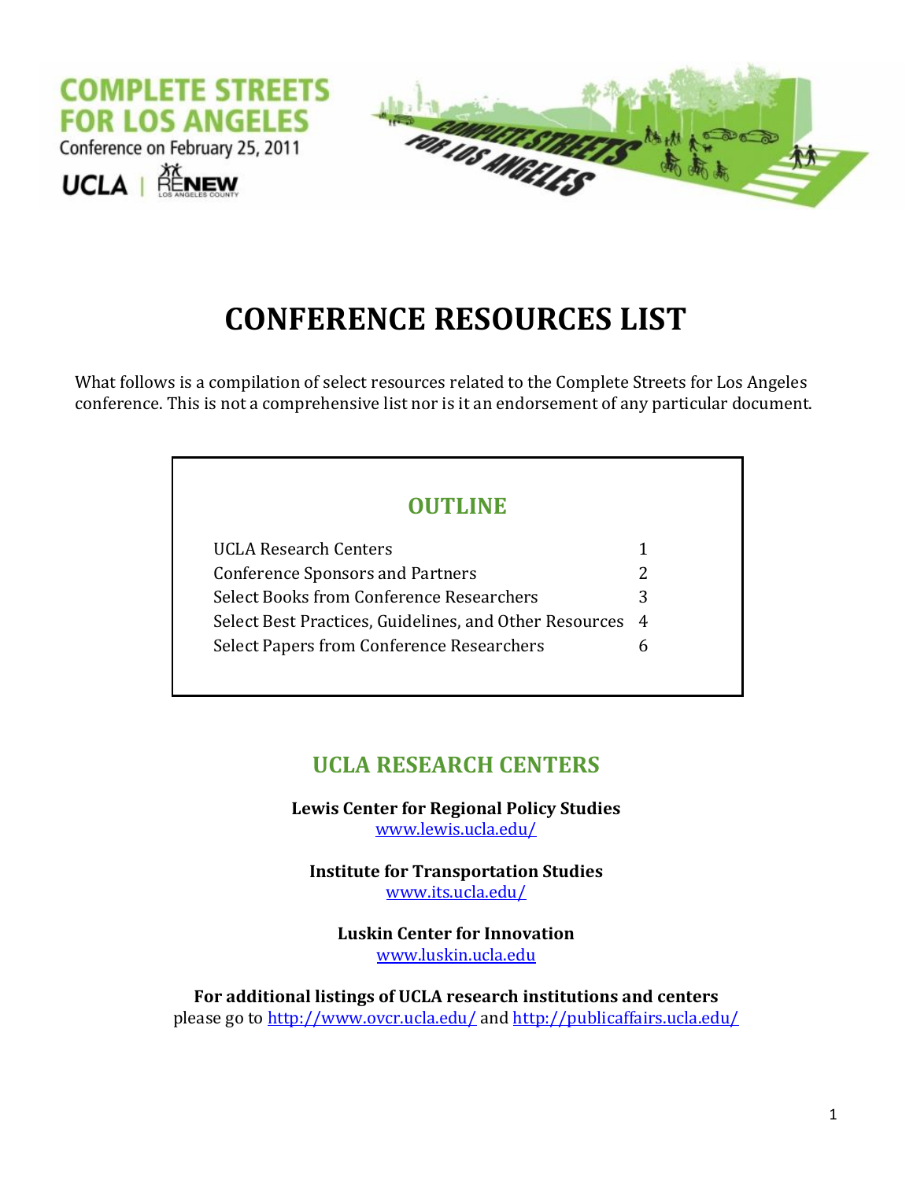COMPLETE STREETS FOR LOS ANGELES

Conference on February 25, 2011

UCLA | RENEW LOS ANGELES COUNTY

# CONFERENCE RESOURCES LIST

What follows is a compilation of select resources related to the Complete Streets for Los Angeles conference. This is not a comprehensive list nor is it an endorsement of any particular document.

## OUTLINE

| | |
|---|---|
| UCLA Research Centers | 1 |
| Conference Sponsors and Partners | 2 |
| Select Books from Conference Researchers | 3 |
| Select Best Practices, Guidelines, and Other Resources | 4 |
| Select Papers from Conference Researchers | 6 |

## UCLA RESEARCH CENTERS

**Lewis Center for Regional Policy Studies**
[www.lewis.ucla.edu/](http://www.lewis.ucla.edu/)

**Institute for Transportation Studies**
[www.its.ucla.edu/](http://www.its.ucla.edu/)

**Luskin Center for Innovation**
[www.luskin.ucla.edu](http://www.luskin.ucla.edu)

**For additional listings of UCLA research institutions and centers**
please go to [http://www.ovcr.ucla.edu/](http://www.ovcr.ucla.edu/) and [http://publicaffairs.ucla.edu/](http://publicaffairs.ucla.edu/)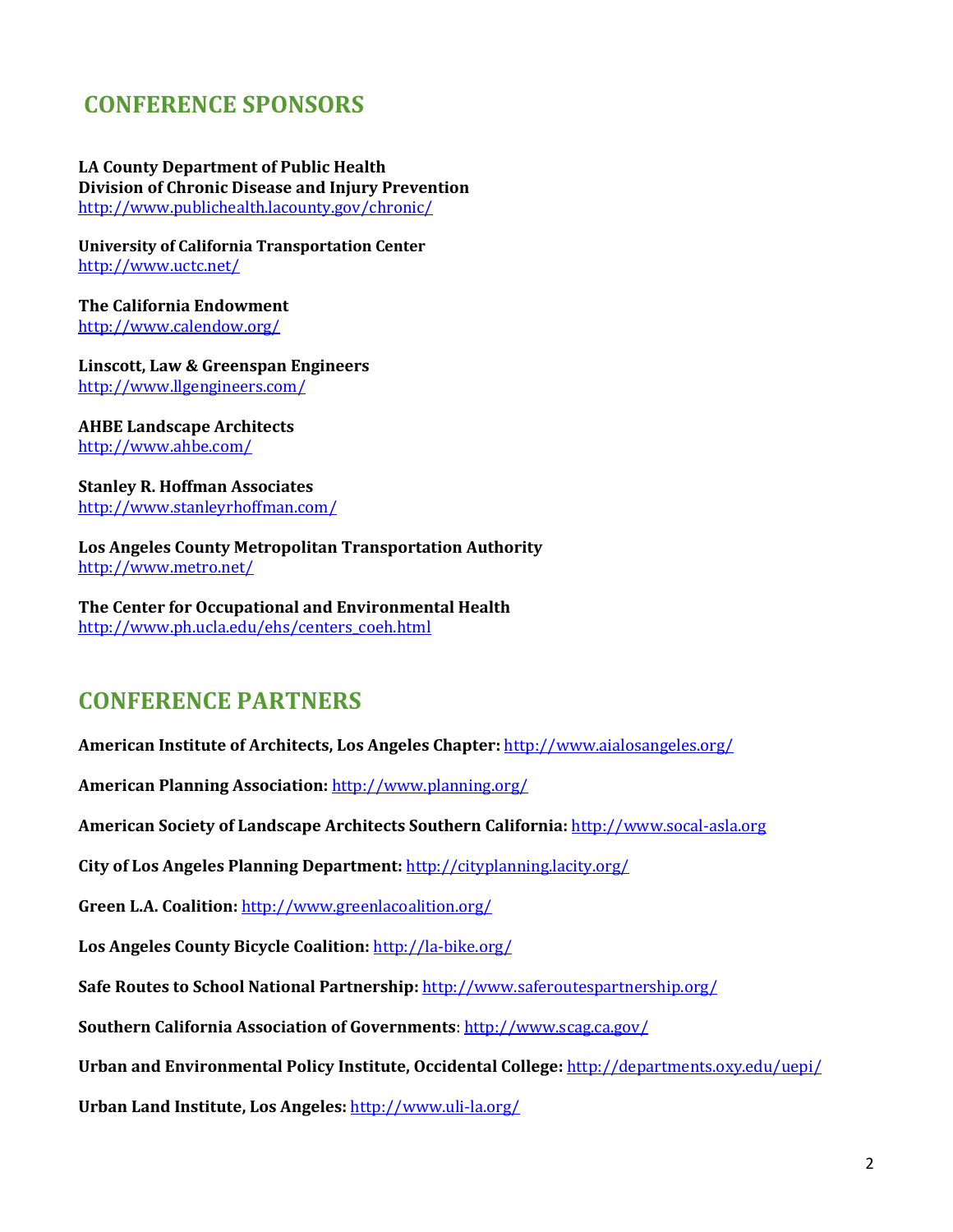## CONFERENCE SPONSORS

**LA County Department of Public Health**
**Division of Chronic Disease and Injury Prevention**
http://www.publichealth.lacounty.gov/chronic/

**University of California Transportation Center**
http://www.uctc.net/

**The California Endowment**
http://www.calendow.org/

**Linscott, Law & Greenspan Engineers**
http://www.llgengineers.com/

**AHBE Landscape Architects**
http://www.ahbe.com/

**Stanley R. Hoffman Associates**
http://www.stanleyrhoffman.com/

**Los Angeles County Metropolitan Transportation Authority**
http://www.metro.net/

**The Center for Occupational and Environmental Health**
http://www.ph.ucla.edu/ehs/centers_coeh.html

## CONFERENCE PARTNERS

**American Institute of Architects, Los Angeles Chapter:** http://www.aialosangeles.org/

**American Planning Association:** http://www.planning.org/

**American Society of Landscape Architects Southern California:** http://www.socal-asla.org

**City of Los Angeles Planning Department:** http://cityplanning.lacity.org/

**Green L.A. Coalition:** http://www.greenlacoalition.org/

**Los Angeles County Bicycle Coalition:** http://la-bike.org/

**Safe Routes to School National Partnership:** http://www.saferoutespartnership.org/

**Southern California Association of Governments**: http://www.scag.ca.gov/

**Urban and Environmental Policy Institute, Occidental College:** http://departments.oxy.edu/uepi/

**Urban Land Institute, Los Angeles:** http://www.uli-la.org/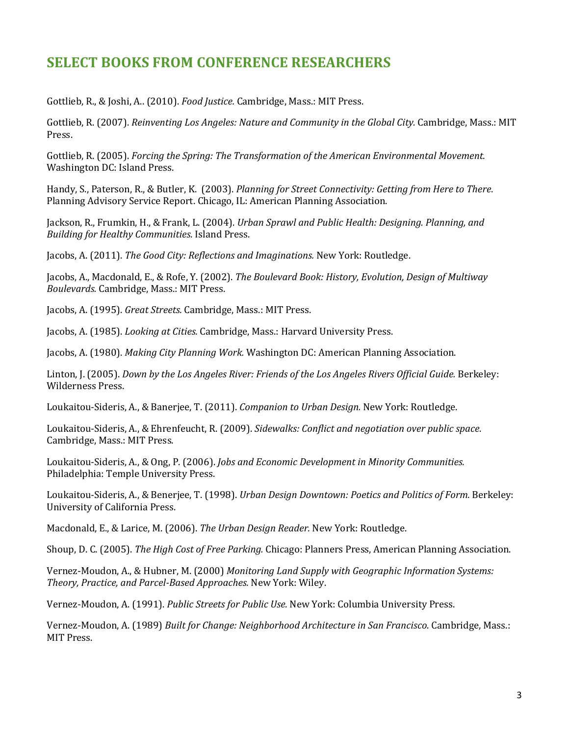## SELECT BOOKS FROM CONFERENCE RESEARCHERS

Gottlieb, R., & Joshi, A.. (2010). *Food Justice.* Cambridge, Mass.: MIT Press.

Gottlieb, R. (2007). *Reinventing Los Angeles: Nature and Community in the Global City.* Cambridge, Mass.: MIT Press.

Gottlieb, R. (2005). *Forcing the Spring: The Transformation of the American Environmental Movement.* Washington DC: Island Press.

Handy, S., Paterson, R., & Butler, K. (2003). *Planning for Street Connectivity: Getting from Here to There.* Planning Advisory Service Report. Chicago, IL: American Planning Association.

Jackson, R., Frumkin, H., & Frank, L. (2004). *Urban Sprawl and Public Health: Designing. Planning, and Building for Healthy Communities.* Island Press.

Jacobs, A. (2011). *The Good City: Reflections and Imaginations.* New York: Routledge.

Jacobs, A., Macdonald, E., & Rofe, Y. (2002). *The Boulevard Book: History, Evolution, Design of Multiway Boulevards.* Cambridge, Mass.: MIT Press.

Jacobs, A. (1995). *Great Streets.* Cambridge, Mass.: MIT Press.

Jacobs, A. (1985). *Looking at Cities.* Cambridge, Mass.: Harvard University Press.

Jacobs, A. (1980). *Making City Planning Work.* Washington DC: American Planning Association.

Linton, J. (2005). *Down by the Los Angeles River: Friends of the Los Angeles Rivers Official Guide.* Berkeley: Wilderness Press.

Loukaitou-Sideris, A., & Banerjee, T. (2011). *Companion to Urban Design.* New York: Routledge.

Loukaitou-Sideris, A., & Ehrenfeucht, R. (2009). *Sidewalks: Conflict and negotiation over public space.* Cambridge, Mass.: MIT Press.

Loukaitou-Sideris, A., & Ong, P. (2006). *Jobs and Economic Development in Minority Communities.* Philadelphia: Temple University Press.

Loukaitou-Sideris, A., & Benerjee, T. (1998). *Urban Design Downtown: Poetics and Politics of Form.* Berkeley: University of California Press.

Macdonald, E., & Larice, M. (2006). *The Urban Design Reader.* New York: Routledge.

Shoup, D. C. (2005). *The High Cost of Free Parking.* Chicago: Planners Press, American Planning Association.

Vernez-Moudon, A., & Hubner, M. (2000) *Monitoring Land Supply with Geographic Information Systems: Theory, Practice, and Parcel-Based Approaches.* New York: Wiley.

Vernez-Moudon, A. (1991). *Public Streets for Public Use.* New York: Columbia University Press.

Vernez-Moudon, A. (1989) *Built for Change: Neighborhood Architecture in San Francisco.* Cambridge, Mass.: MIT Press.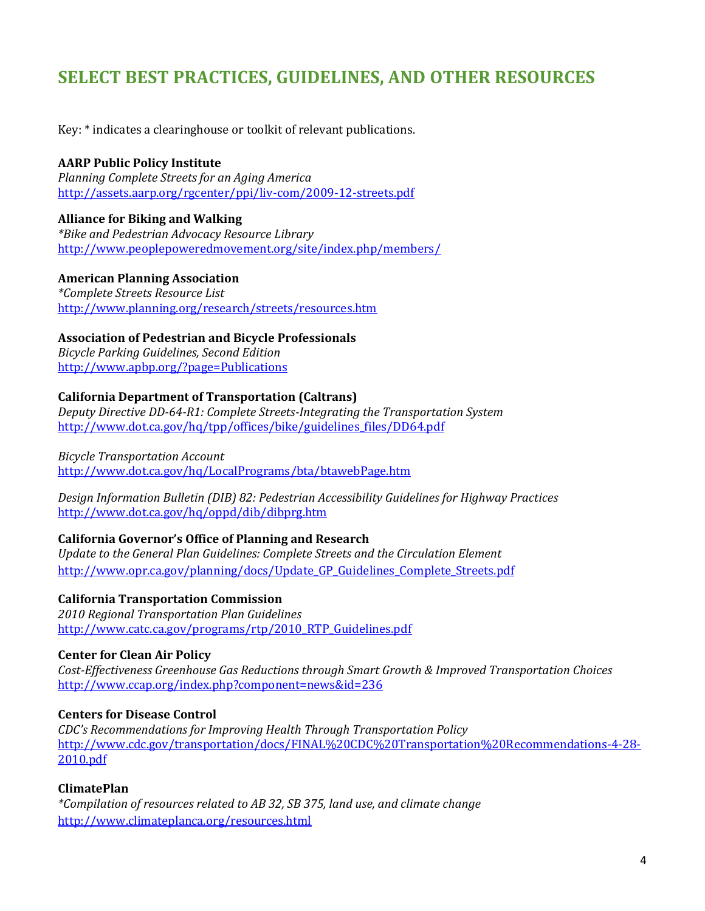# SELECT BEST PRACTICES, GUIDELINES, AND OTHER RESOURCES

Key: * indicates a clearinghouse or toolkit of relevant publications.

**AARP Public Policy Institute**
*Planning Complete Streets for an Aging America*
http://assets.aarp.org/rgcenter/ppi/liv-com/2009-12-streets.pdf

**Alliance for Biking and Walking**
**Bike and Pedestrian Advocacy Resource Library*
http://www.peoplepoweredmovement.org/site/index.php/members/

**American Planning Association**
**Complete Streets Resource List*
http://www.planning.org/research/streets/resources.htm

**Association of Pedestrian and Bicycle Professionals**
*Bicycle Parking Guidelines, Second Edition*
http://www.apbp.org/?page=Publications

**California Department of Transportation (Caltrans)**
*Deputy Directive DD-64-R1: Complete Streets-Integrating the Transportation System*
http://www.dot.ca.gov/hq/tpp/offices/bike/guidelines_files/DD64.pdf

*Bicycle Transportation Account*
http://www.dot.ca.gov/hq/LocalPrograms/bta/btawebPage.htm

*Design Information Bulletin (DIB) 82: Pedestrian Accessibility Guidelines for Highway Practices*
http://www.dot.ca.gov/hq/oppd/dib/dibprg.htm

**California Governor's Office of Planning and Research**
*Update to the General Plan Guidelines: Complete Streets and the Circulation Element*
http://www.opr.ca.gov/planning/docs/Update_GP_Guidelines_Complete_Streets.pdf

**California Transportation Commission**
*2010 Regional Transportation Plan Guidelines*
http://www.catc.ca.gov/programs/rtp/2010_RTP_Guidelines.pdf

**Center for Clean Air Policy**
*Cost-Effectiveness Greenhouse Gas Reductions through Smart Growth & Improved Transportation Choices*
http://www.ccap.org/index.php?component=news&id=236

**Centers for Disease Control**
*CDC's Recommendations for Improving Health Through Transportation Policy*
http://www.cdc.gov/transportation/docs/FINAL%20CDC%20Transportation%20Recommendations-4-28-2010.pdf

**ClimatePlan**
**Compilation of resources related to AB 32, SB 375, land use, and climate change*
http://www.climateplanca.org/resources.html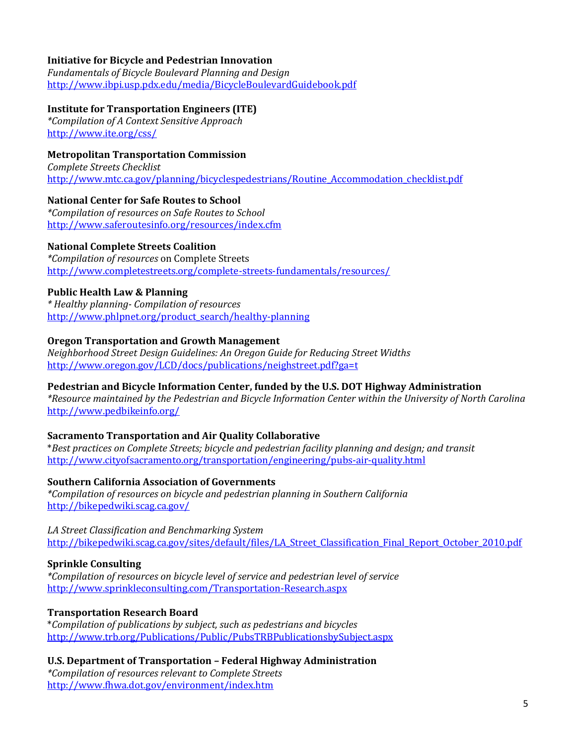**Initiative for Bicycle and Pedestrian Innovation**
*Fundamentals of Bicycle Boulevard Planning and Design*
http://www.ibpi.usp.pdx.edu/media/BicycleBoulevardGuidebook.pdf

**Institute for Transportation Engineers (ITE)**
**Compilation of A Context Sensitive Approach*
http://www.ite.org/css/

**Metropolitan Transportation Commission**
*Complete Streets Checklist*
http://www.mtc.ca.gov/planning/bicyclespedestrians/Routine_Accommodation_checklist.pdf

**National Center for Safe Routes to School**
**Compilation of resources on Safe Routes to School*
http://www.saferoutesinfo.org/resources/index.cfm

**National Complete Streets Coalition**
**Compilation of resources* on Complete Streets
http://www.completestreets.org/complete-streets-fundamentals/resources/

**Public Health Law & Planning**
** Healthy planning- Compilation of resources*
http://www.phlpnet.org/product_search/healthy-planning

**Oregon Transportation and Growth Management**
*Neighborhood Street Design Guidelines: An Oregon Guide for Reducing Street Widths*
http://www.oregon.gov/LCD/docs/publications/neighstreet.pdf?ga=t

**Pedestrian and Bicycle Information Center, funded by the U.S. DOT Highway Administration**
**Resource maintained by the Pedestrian and Bicycle Information Center within the University of North Carolina*
http://www.pedbikeinfo.org/

**Sacramento Transportation and Air Quality Collaborative**
**Best practices on Complete Streets; bicycle and pedestrian facility planning and design; and transit*
http://www.cityofsacramento.org/transportation/engineering/pubs-air-quality.html

**Southern California Association of Governments**
**Compilation of resources on bicycle and pedestrian planning in Southern California*
http://bikepedwiki.scag.ca.gov/

*LA Street Classification and Benchmarking System*
http://bikepedwiki.scag.ca.gov/sites/default/files/LA_Street_Classification_Final_Report_October_2010.pdf

**Sprinkle Consulting**
**Compilation of resources on bicycle level of service and pedestrian level of service*
http://www.sprinkleconsulting.com/Transportation-Research.aspx

**Transportation Research Board**
**Compilation of publications by subject, such as pedestrians and bicycles*
http://www.trb.org/Publications/Public/PubsTRBPublicationsbySubject.aspx

**U.S. Department of Transportation – Federal Highway Administration**
**Compilation of resources relevant to Complete Streets*
http://www.fhwa.dot.gov/environment/index.htm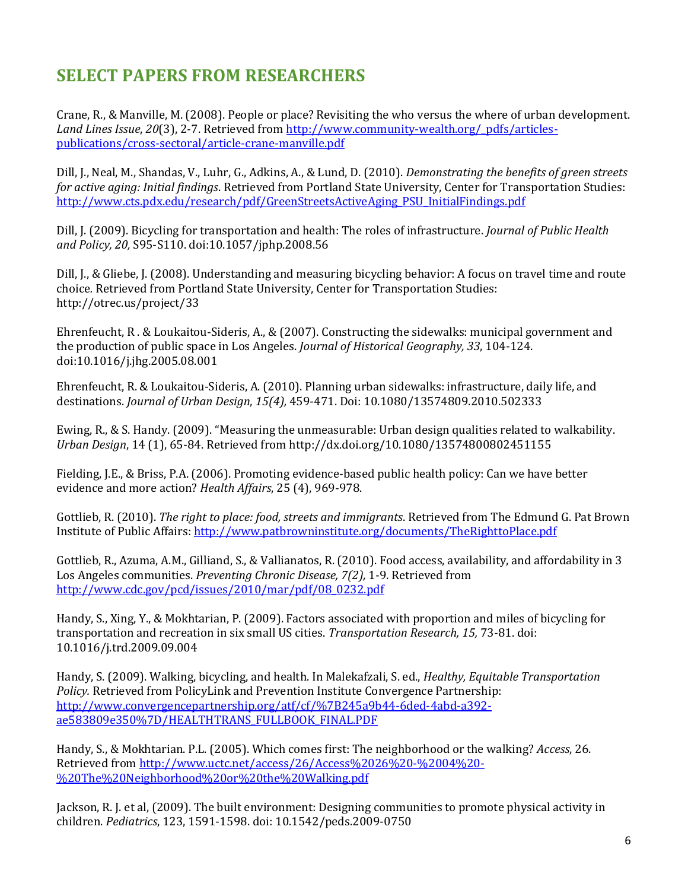## SELECT PAPERS FROM RESEARCHERS

Crane, R., & Manville, M. (2008). People or place? Revisiting the who versus the where of urban development. *Land Lines Issue*, *20*(3), 2-7. Retrieved from http://www.community-wealth.org/_pdfs/articles-publications/cross-sectoral/article-crane-manville.pdf

Dill, J., Neal, M., Shandas, V., Luhr, G., Adkins, A., & Lund, D. (2010). *Demonstrating the benefits of green streets for active aging: Initial findings*. Retrieved from Portland State University, Center for Transportation Studies: http://www.cts.pdx.edu/research/pdf/GreenStreetsActiveAging_PSU_InitialFindings.pdf

Dill, J. (2009). Bicycling for transportation and health: The roles of infrastructure. *Journal of Public Health and Policy, 20,* S95-S110. doi:10.1057/jphp.2008.56

Dill, J., & Gliebe, J. (2008). Understanding and measuring bicycling behavior: A focus on travel time and route choice. Retrieved from Portland State University, Center for Transportation Studies: http://otrec.us/project/33

Ehrenfeucht, R . & Loukaitou-Sideris, A., & (2007). Constructing the sidewalks: municipal government and the production of public space in Los Angeles. *Journal of Historical Geography, 33*, 104-124. doi:10.1016/j.jhg.2005.08.001

Ehrenfeucht, R. & Loukaitou-Sideris, A. (2010). Planning urban sidewalks: infrastructure, daily life, and destinations. *Journal of Urban Design*, *15(4),* 459-471. Doi: 10.1080/13574809.2010.502333

Ewing, R., & S. Handy. (2009). "Measuring the unmeasurable: Urban design qualities related to walkability. *Urban Design*, 14 (1), 65-84. Retrieved from http://dx.doi.org/10.1080/13574800802451155

Fielding, J.E., & Briss, P.A. (2006). Promoting evidence-based public health policy: Can we have better evidence and more action? *Health Affairs*, 25 (4), 969-978.

Gottlieb, R. (2010). *The right to place: food, streets and immigrants*. Retrieved from The Edmund G. Pat Brown Institute of Public Affairs: http://www.patbrowninstitute.org/documents/TheRighttoPlace.pdf

Gottlieb, R., Azuma, A.M., Gilliand, S., & Vallianatos, R. (2010). Food access, availability, and affordability in 3 Los Angeles communities. *Preventing Chronic Disease, 7(2),* 1-9. Retrieved from http://www.cdc.gov/pcd/issues/2010/mar/pdf/08_0232.pdf

Handy, S., Xing, Y., & Mokhtarian, P. (2009). Factors associated with proportion and miles of bicycling for transportation and recreation in six small US cities. *Transportation Research, 15,* 73-81. doi: 10.1016/j.trd.2009.09.004

Handy, S. (2009). Walking, bicycling, and health. In Malekafzali, S. ed., *Healthy, Equitable Transportation Policy.* Retrieved from PolicyLink and Prevention Institute Convergence Partnership: http://www.convergencepartnership.org/atf/cf/%7B245a9b44-6ded-4abd-a392-ae583809e350%7D/HEALTHTRANS_FULLBOOK_FINAL.PDF

Handy, S., & Mokhtarian. P.L. (2005). Which comes first: The neighborhood or the walking? *Access*, 26. Retrieved from http://www.uctc.net/access/26/Access%2026%20-%2004%20-%20The%20Neighborhood%20or%20the%20Walking.pdf

Jackson, R. J. et al, (2009). The built environment: Designing communities to promote physical activity in children. *Pediatrics*, 123, 1591-1598. doi: 10.1542/peds.2009-0750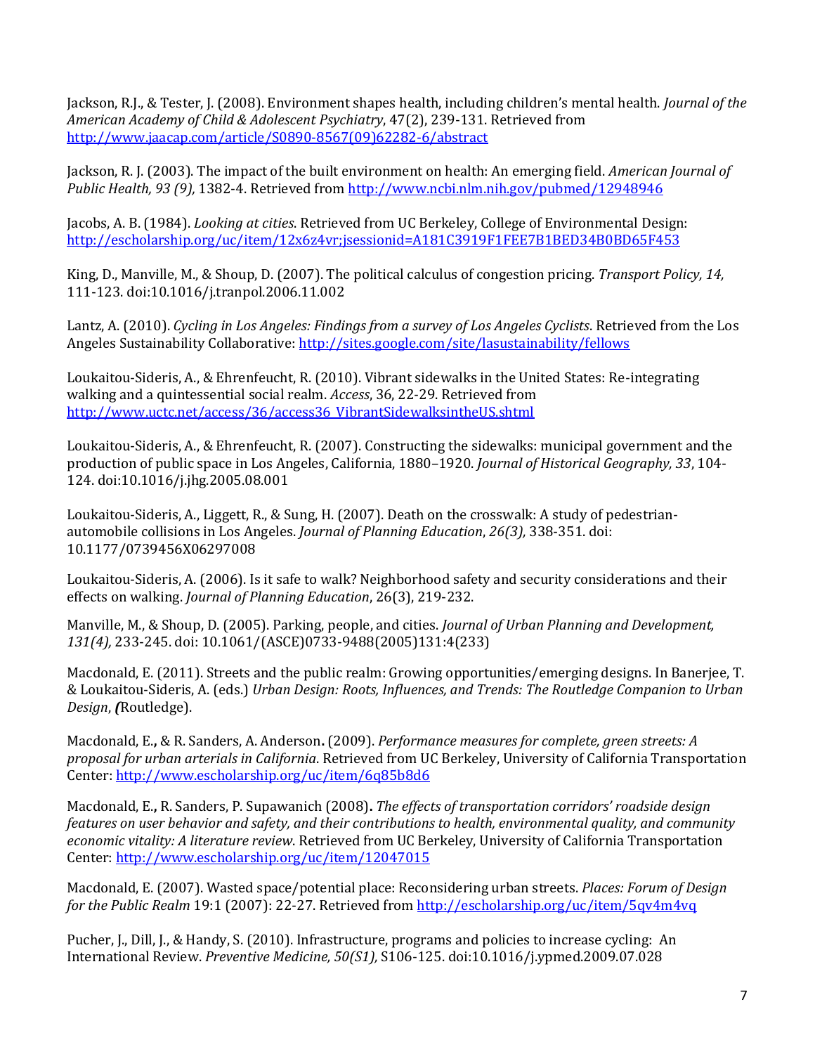Jackson, R.J., & Tester, J. (2008). Environment shapes health, including children's mental health. *Journal of the American Academy of Child & Adolescent Psychiatry*, 47(2), 239-131. Retrieved from http://www.jaacap.com/article/S0890-8567(09)62282-6/abstract

Jackson, R. J. (2003). The impact of the built environment on health: An emerging field. *American Journal of Public Health, 93 (9),* 1382-4. Retrieved from http://www.ncbi.nlm.nih.gov/pubmed/12948946

Jacobs, A. B. (1984). *Looking at cities*. Retrieved from UC Berkeley, College of Environmental Design: http://escholarship.org/uc/item/12x6z4vr;jsessionid=A181C3919F1FEE7B1BED34B0BD65F453

King, D., Manville, M., & Shoup, D. (2007). The political calculus of congestion pricing. *Transport Policy, 14,* 111-123. doi:10.1016/j.tranpol.2006.11.002

Lantz, A. (2010). *Cycling in Los Angeles: Findings from a survey of Los Angeles Cyclists*. Retrieved from the Los Angeles Sustainability Collaborative: http://sites.google.com/site/lasustainability/fellows

Loukaitou-Sideris, A., & Ehrenfeucht, R. (2010). Vibrant sidewalks in the United States: Re-integrating walking and a quintessential social realm. *Access*, 36, 22-29. Retrieved from http://www.uctc.net/access/36/access36_VibrantSidewalksintheUS.shtml

Loukaitou-Sideris, A., & Ehrenfeucht, R. (2007). Constructing the sidewalks: municipal government and the production of public space in Los Angeles, California, 1880–1920. *Journal of Historical Geography, 33*, 104-124. doi:10.1016/j.jhg.2005.08.001

Loukaitou-Sideris, A., Liggett, R., & Sung, H. (2007). Death on the crosswalk: A study of pedestrian-automobile collisions in Los Angeles. *Journal of Planning Education*, *26(3),* 338-351. doi: 10.1177/0739456X06297008

Loukaitou-Sideris, A. (2006). Is it safe to walk? Neighborhood safety and security considerations and their effects on walking. *Journal of Planning Education*, 26(3), 219-232.

Manville, M., & Shoup, D. (2005). Parking, people, and cities. *Journal of Urban Planning and Development, 131(4),* 233-245. doi: 10.1061/(ASCE)0733-9488(2005)131:4(233)

Macdonald, E. (2011). Streets and the public realm: Growing opportunities/emerging designs. In Banerjee, T. & Loukaitou-Sideris, A. (eds.) *Urban Design: Roots, Influences, and Trends: The Routledge Companion to Urban Design*, ***(***Routledge).

Macdonald, E.**,** & R. Sanders, A. Anderson**.** (2009). *Performance measures for complete, green streets: A proposal for urban arterials in California*. Retrieved from UC Berkeley, University of California Transportation Center: http://www.escholarship.org/uc/item/6q85b8d6

Macdonald, E.**,** R. Sanders, P. Supawanich (2008)**.** *The effects of transportation corridors' roadside design features on user behavior and safety, and their contributions to health, environmental quality, and community economic vitality: A literature review*. Retrieved from UC Berkeley, University of California Transportation Center: http://www.escholarship.org/uc/item/12047015

Macdonald, E. (2007). Wasted space/potential place: Reconsidering urban streets. *Places: Forum of Design for the Public Realm* 19:1 (2007): 22-27. Retrieved from http://escholarship.org/uc/item/5qv4m4vq

Pucher, J., Dill, J., & Handy, S. (2010). Infrastructure, programs and policies to increase cycling: An International Review. *Preventive Medicine, 50(S1),* S106-125. doi:10.1016/j.ypmed.2009.07.028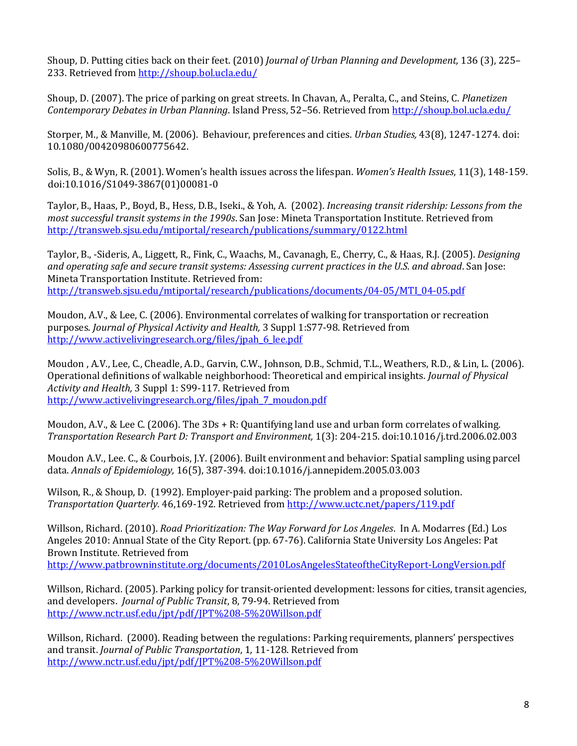Shoup, D. Putting cities back on their feet. (2010) *Journal of Urban Planning and Development,* 136 (3), 225–233. Retrieved from http://shoup.bol.ucla.edu/

Shoup, D. (2007). The price of parking on great streets. In Chavan, A., Peralta, C., and Steins, C. *Planetizen Contemporary Debates in Urban Planning*. Island Press, 52–56. Retrieved from http://shoup.bol.ucla.edu/

Storper, M., & Manville, M. (2006). Behaviour, preferences and cities. *Urban Studies,* 43(8), 1247-1274. doi: 10.1080/00420980600775642.

Solis, B., & Wyn, R. (2001). Women's health issues across the lifespan. *Women's Health Issues*, 11(3), 148-159. doi:10.1016/S1049-3867(01)00081-0

Taylor, B., Haas, P., Boyd, B., Hess, D.B., Iseki., & Yoh, A. (2002). *Increasing transit ridership: Lessons from the most successful transit systems in the 1990s*. San Jose: Mineta Transportation Institute. Retrieved from http://transweb.sjsu.edu/mtiportal/research/publications/summary/0122.html

Taylor, B., -Sideris, A., Liggett, R., Fink, C., Waachs, M., Cavanagh, E., Cherry, C., & Haas, R.J. (2005). *Designing and operating safe and secure transit systems: Assessing current practices in the U.S. and abroad*. San Jose: Mineta Transportation Institute. Retrieved from: http://transweb.sjsu.edu/mtiportal/research/publications/documents/04-05/MTI_04-05.pdf

Moudon, A.V., & Lee, C. (2006). Environmental correlates of walking for transportation or recreation purposes. *Journal of Physical Activity and Health,* 3 Suppl 1:S77-98. Retrieved from http://www.activelivingresearch.org/files/jpah_6_lee.pdf

Moudon , A.V., Lee, C., Cheadle, A.D., Garvin, C.W., Johnson, D.B., Schmid, T.L., Weathers, R.D., & Lin, L. (2006). Operational definitions of walkable neighborhood: Theoretical and empirical insights. *Journal of Physical Activity and Health,* 3 Suppl 1: S99-117. Retrieved from http://www.activelivingresearch.org/files/jpah_7_moudon.pdf

Moudon, A.V., & Lee C. (2006). The 3Ds + R: Quantifying land use and urban form correlates of walking. *Transportation Research Part D: Transport and Environment,* 1(3): 204-215. doi:10.1016/j.trd.2006.02.003

Moudon A.V., Lee. C., & Courbois, J.Y. (2006). Built environment and behavior: Spatial sampling using parcel data. *Annals of Epidemiology,* 16(5), 387-394. doi:10.1016/j.annepidem.2005.03.003

Wilson, R., & Shoup, D. (1992). Employer-paid parking: The problem and a proposed solution. *Transportation Quarterly.* 46,169-192. Retrieved from http://www.uctc.net/papers/119.pdf

Willson, Richard. (2010). *Road Prioritization: The Way Forward for Los Angeles*. In A. Modarres (Ed.) Los Angeles 2010: Annual State of the City Report. (pp. 67-76). California State University Los Angeles: Pat Brown Institute. Retrieved from http://www.patbrowninstitute.org/documents/2010LosAngelesStateoftheCityReport-LongVersion.pdf

Willson, Richard. (2005). Parking policy for transit-oriented development: lessons for cities, transit agencies, and developers. *Journal of Public Transit*, 8, 79-94. Retrieved from http://www.nctr.usf.edu/jpt/pdf/JPT%208-5%20Willson.pdf

Willson, Richard. (2000). Reading between the regulations: Parking requirements, planners' perspectives and transit. *Journal of Public Transportation*, 1*,* 11-128. Retrieved from http://www.nctr.usf.edu/jpt/pdf/JPT%208-5%20Willson.pdf